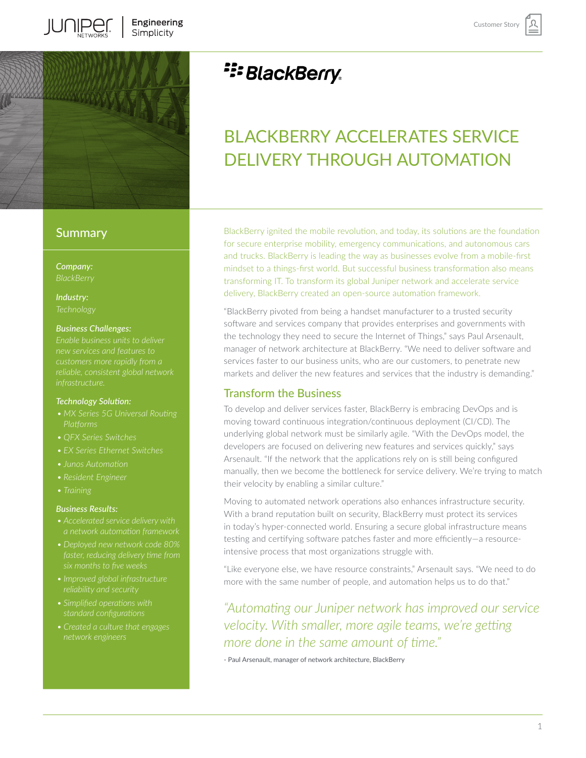# BLACKBERRY ACCELERATES SERVICE DELIVERY THROUGH AUTOMATION

## Summary

***Company:***
*BlackBerry*

***Industry:***
*Technology*

***Business Challenges:***
*Enable business units to deliver new services and features to customers more rapidly from a reliable, consistent global network infrastructure.*

***Technology Solution:***

- *MX Series 5G Universal Routing Platforms*
- *QFX Series Switches*
- *EX Series Ethernet Switches*
- *Junos Automation*
- *Resident Engineer*
- *Training*

***Business Results:***

- *Accelerated service delivery with a network automation framework*
- *Deployed new network code 80% faster, reducing delivery time from six months to five weeks*
- *Improved global infrastructure reliability and security*
- *Simplified operations with standard configurations*
- *Created a culture that engages network engineers*

BlackBerry ignited the mobile revolution, and today, its solutions are the foundation for secure enterprise mobility, emergency communications, and autonomous cars and trucks. BlackBerry is leading the way as businesses evolve from a mobile-first mindset to a things-first world. But successful business transformation also means transforming IT. To transform its global Juniper network and accelerate service delivery, BlackBerry created an open-source automation framework.

"BlackBerry pivoted from being a handset manufacturer to a trusted security software and services company that provides enterprises and governments with the technology they need to secure the Internet of Things," says Paul Arsenault, manager of network architecture at BlackBerry. "We need to deliver software and services faster to our business units, who are our customers, to penetrate new markets and deliver the new features and services that the industry is demanding."

## Transform the Business

To develop and deliver services faster, BlackBerry is embracing DevOps and is moving toward continuous integration/continuous deployment (CI/CD). The underlying global network must be similarly agile. "With the DevOps model, the developers are focused on delivering new features and services quickly," says Arsenault. "If the network that the applications rely on is still being configured manually, then we become the bottleneck for service delivery. We're trying to match their velocity by enabling a similar culture."

Moving to automated network operations also enhances infrastructure security. With a brand reputation built on security, BlackBerry must protect its services in today's hyper-connected world. Ensuring a secure global infrastructure means testing and certifying software patches faster and more efficiently—a resource-intensive process that most organizations struggle with.

"Like everyone else, we have resource constraints," Arsenault says. "We need to do more with the same number of people, and automation helps us to do that."

*"Automating our Juniper network has improved our service velocity. With smaller, more agile teams, we're getting more done in the same amount of time."*

\- Paul Arsenault, manager of network architecture, BlackBerry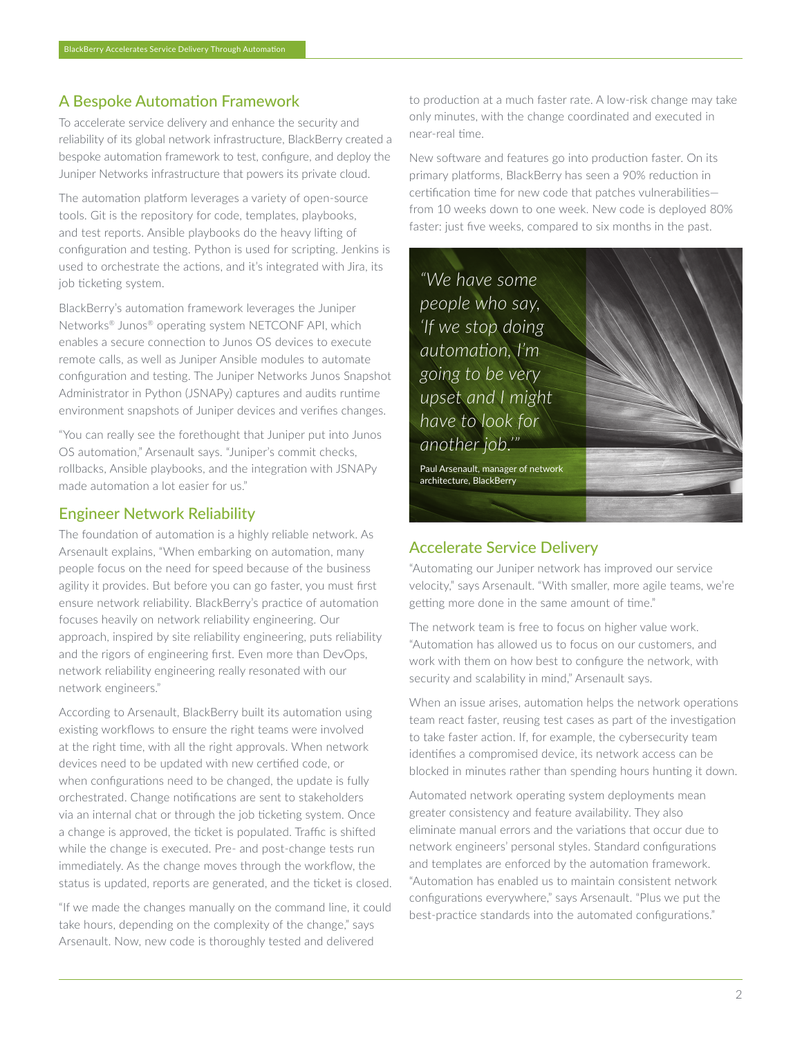## A Bespoke Automation Framework

To accelerate service delivery and enhance the security and reliability of its global network infrastructure, BlackBerry created a bespoke automation framework to test, configure, and deploy the Juniper Networks infrastructure that powers its private cloud.

The automation platform leverages a variety of open-source tools. Git is the repository for code, templates, playbooks, and test reports. Ansible playbooks do the heavy lifting of configuration and testing. Python is used for scripting. Jenkins is used to orchestrate the actions, and it's integrated with Jira, its job ticketing system.

BlackBerry's automation framework leverages the Juniper Networks® Junos® operating system NETCONF API, which enables a secure connection to Junos OS devices to execute remote calls, as well as Juniper Ansible modules to automate configuration and testing. The Juniper Networks Junos Snapshot Administrator in Python (JSNAPy) captures and audits runtime environment snapshots of Juniper devices and verifies changes.

"You can really see the forethought that Juniper put into Junos OS automation," Arsenault says. "Juniper's commit checks, rollbacks, Ansible playbooks, and the integration with JSNAPy made automation a lot easier for us."

## Engineer Network Reliability

The foundation of automation is a highly reliable network. As Arsenault explains, "When embarking on automation, many people focus on the need for speed because of the business agility it provides. But before you can go faster, you must first ensure network reliability. BlackBerry's practice of automation focuses heavily on network reliability engineering. Our approach, inspired by site reliability engineering, puts reliability and the rigors of engineering first. Even more than DevOps, network reliability engineering really resonated with our network engineers."

According to Arsenault, BlackBerry built its automation using existing workflows to ensure the right teams were involved at the right time, with all the right approvals. When network devices need to be updated with new certified code, or when configurations need to be changed, the update is fully orchestrated. Change notifications are sent to stakeholders via an internal chat or through the job ticketing system. Once a change is approved, the ticket is populated. Traffic is shifted while the change is executed. Pre- and post-change tests run immediately. As the change moves through the workflow, the status is updated, reports are generated, and the ticket is closed.

"If we made the changes manually on the command line, it could take hours, depending on the complexity of the change," says Arsenault. Now, new code is thoroughly tested and delivered to production at a much faster rate. A low-risk change may take only minutes, with the change coordinated and executed in near-real time.

New software and features go into production faster. On its primary platforms, BlackBerry has seen a 90% reduction in certification time for new code that patches vulnerabilities—from 10 weeks down to one week. New code is deployed 80% faster: just five weeks, compared to six months in the past.

> *"We have some people who say, 'If we stop doing automation, I'm going to be very upset and I might have to look for another job.'"*
>
> Paul Arsenault, manager of network architecture, BlackBerry

## Accelerate Service Delivery

"Automating our Juniper network has improved our service velocity," says Arsenault. "With smaller, more agile teams, we're getting more done in the same amount of time."

The network team is free to focus on higher value work. "Automation has allowed us to focus on our customers, and work with them on how best to configure the network, with security and scalability in mind," Arsenault says.

When an issue arises, automation helps the network operations team react faster, reusing test cases as part of the investigation to take faster action. If, for example, the cybersecurity team identifies a compromised device, its network access can be blocked in minutes rather than spending hours hunting it down.

Automated network operating system deployments mean greater consistency and feature availability. They also eliminate manual errors and the variations that occur due to network engineers' personal styles. Standard configurations and templates are enforced by the automation framework. "Automation has enabled us to maintain consistent network configurations everywhere," says Arsenault. "Plus we put the best-practice standards into the automated configurations."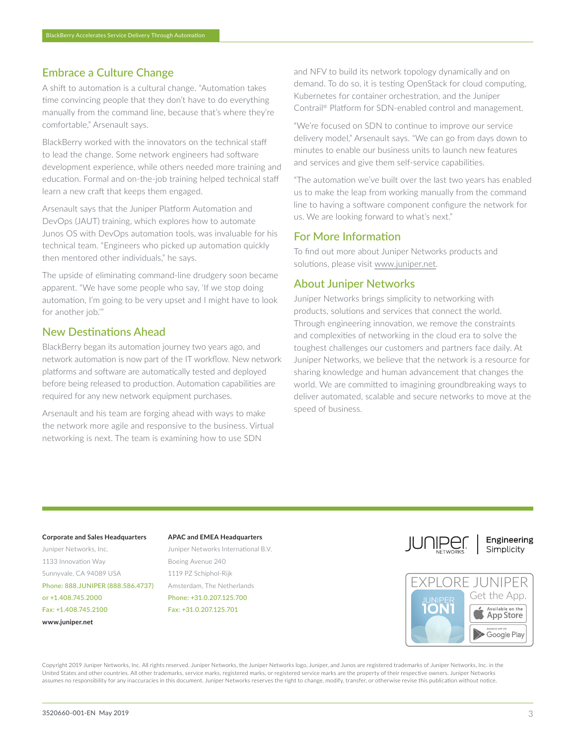## Embrace a Culture Change

A shift to automation is a cultural change. "Automation takes time convincing people that they don't have to do everything manually from the command line, because that's where they're comfortable," Arsenault says.

BlackBerry worked with the innovators on the technical staff to lead the change. Some network engineers had software development experience, while others needed more training and education. Formal and on-the-job training helped technical staff learn a new craft that keeps them engaged.

Arsenault says that the Juniper Platform Automation and DevOps (JAUT) training, which explores how to automate Junos OS with DevOps automation tools, was invaluable for his technical team. "Engineers who picked up automation quickly then mentored other individuals," he says.

The upside of eliminating command-line drudgery soon became apparent. "We have some people who say, 'If we stop doing automation, I'm going to be very upset and I might have to look for another job.'"

## New Destinations Ahead

BlackBerry began its automation journey two years ago, and network automation is now part of the IT workflow. New network platforms and software are automatically tested and deployed before being released to production. Automation capabilities are required for any new network equipment purchases.

Arsenault and his team are forging ahead with ways to make the network more agile and responsive to the business. Virtual networking is next. The team is examining how to use SDN and NFV to build its network topology dynamically and on demand. To do so, it is testing OpenStack for cloud computing, Kubernetes for container orchestration, and the Juniper Contrail® Platform for SDN-enabled control and management.

"We're focused on SDN to continue to improve our service delivery model," Arsenault says. "We can go from days down to minutes to enable our business units to launch new features and services and give them self-service capabilities.

"The automation we've built over the last two years has enabled us to make the leap from working manually from the command line to having a software component configure the network for us. We are looking forward to what's next."

## For More Information

To find out more about Juniper Networks products and solutions, please visit www.juniper.net.

## About Juniper Networks

Juniper Networks brings simplicity to networking with products, solutions and services that connect the world. Through engineering innovation, we remove the constraints and complexities of networking in the cloud era to solve the toughest challenges our customers and partners face daily. At Juniper Networks, we believe that the network is a resource for sharing knowledge and human advancement that changes the world. We are committed to imagining groundbreaking ways to deliver automated, scalable and secure networks to move at the speed of business.

**Corporate and Sales Headquarters**
Juniper Networks, Inc.
1133 Innovation Way
Sunnyvale, CA 94089 USA
Phone: 888.JUNIPER (888.586.4737)
or +1.408.745.2000
Fax: +1.408.745.2100
**www.juniper.net**

**APAC and EMEA Headquarters**
Juniper Networks International B.V.
Boeing Avenue 240
1119 PZ Schiphol-Rijk
Amsterdam, The Netherlands
Phone: +31.0.207.125.700
Fax: +31.0.207.125.701

Engineering Simplicity

EXPLORE JUNIPER
Get the App.

Copyright 2019 Juniper Networks, Inc. All rights reserved. Juniper Networks, the Juniper Networks logo, Juniper, and Junos are registered trademarks of Juniper Networks, Inc. in the United States and other countries. All other trademarks, service marks, registered marks, or registered service marks are the property of their respective owners. Juniper Networks assumes no responsibility for any inaccuracies in this document. Juniper Networks reserves the right to change, modify, transfer, or otherwise revise this publication without notice.

3520660-001-EN May 2019